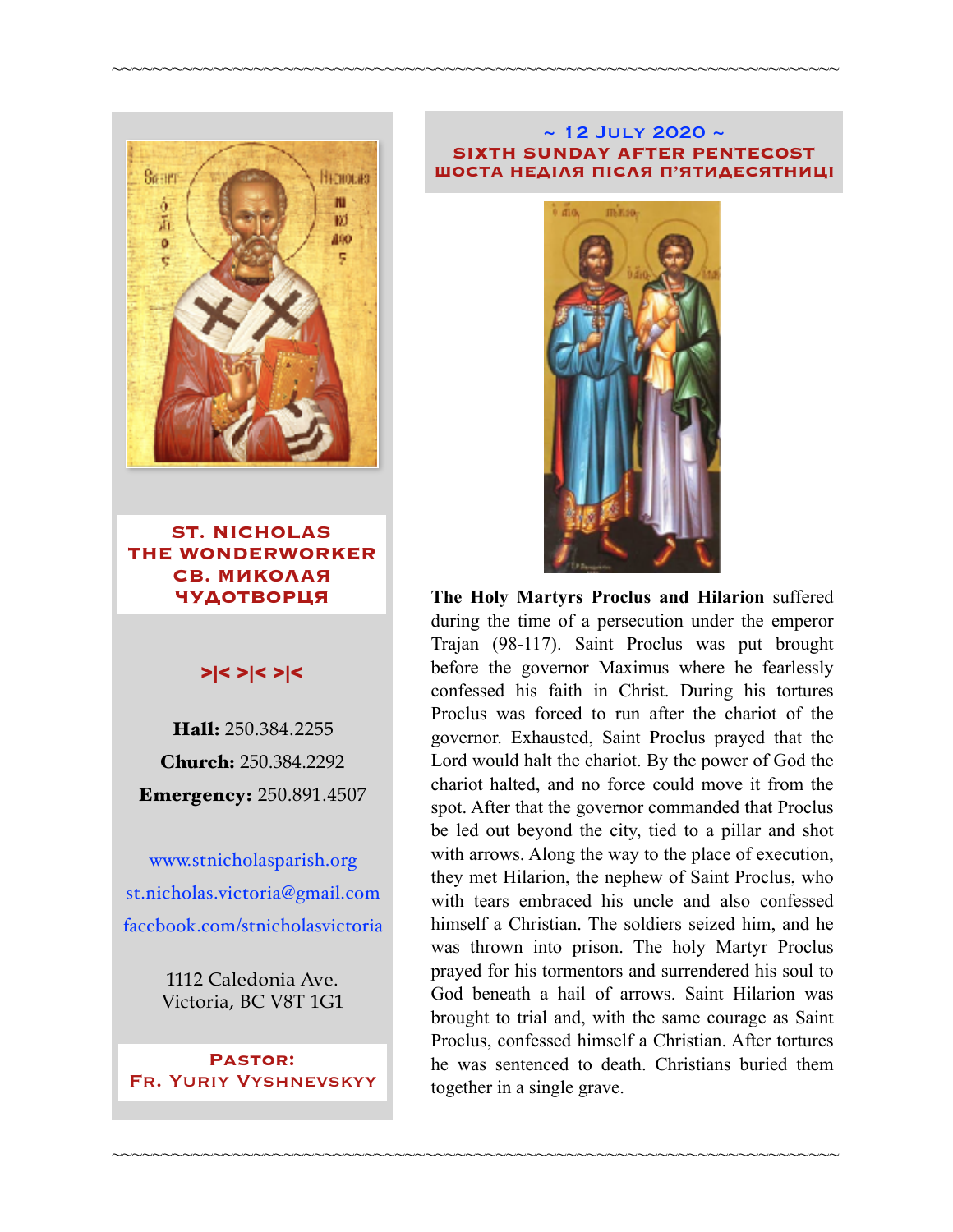**ST. NICHOLAS THE WONDERWORKER**
**СВ. МИКОЛАЯ ЧУДОТВОРЦЯ**

>|< >|< >|<

**Hall:** 250.384.2255

**Church:** 250.384.2292

**Emergency:** 250.891.4507

www.stnicholasparish.org

st.nicholas.victoria@gmail.com

facebook.com/stnicholasvictoria

1112 Caledonia Ave.
Victoria, BC V8T 1G1

**Pastor:**
**Fr. Yuriy Vyshnevskyy**

## ~ 12 July 2020 ~
## SIXTH SUNDAY AFTER PENTECOST
## ШОСТА НЕДІЛЯ ПІСЛЯ П'ЯТИДЕСЯТНИЦІ

**The Holy Martyrs Proclus and Hilarion** suffered during the time of a persecution under the emperor Trajan (98-117). Saint Proclus was put brought before the governor Maximus where he fearlessly confessed his faith in Christ. During his tortures Proclus was forced to run after the chariot of the governor. Exhausted, Saint Proclus prayed that the Lord would halt the chariot. By the power of God the chariot halted, and no force could move it from the spot. After that the governor commanded that Proclus be led out beyond the city, tied to a pillar and shot with arrows. Along the way to the place of execution, they met Hilarion, the nephew of Saint Proclus, who with tears embraced his uncle and also confessed himself a Christian. The soldiers seized him, and he was thrown into prison. The holy Martyr Proclus prayed for his tormentors and surrendered his soul to God beneath a hail of arrows. Saint Hilarion was brought to trial and, with the same courage as Saint Proclus, confessed himself a Christian. After tortures he was sentenced to death. Christians buried them together in a single grave.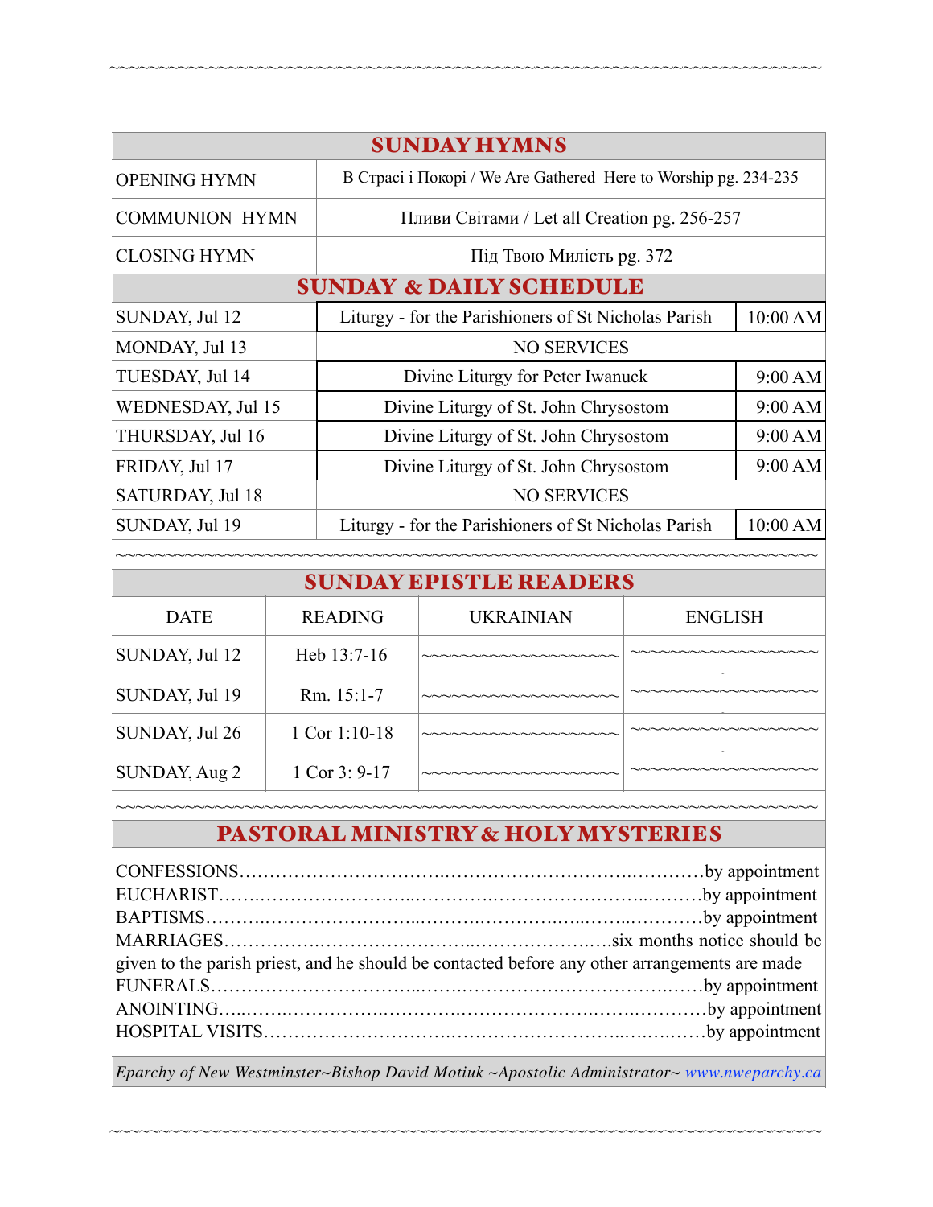## SUNDAY HYMNS

| | |
|---|---|
| OPENING HYMN | В Страсі і Покорі / We Are Gathered Here to Worship pg. 234-235 |
| COMMUNION HYMN | Пливи Світами / Let all Creation pg. 256-257 |
| CLOSING HYMN | Під Твою Милість pg. 372 |

## SUNDAY & DAILY SCHEDULE

| | | |
|---|---|---|
| SUNDAY, Jul 12 | Liturgy - for the Parishioners of St Nicholas Parish | 10:00 AM |
| MONDAY, Jul 13 | NO SERVICES | |
| TUESDAY, Jul 14 | Divine Liturgy for Peter Iwanuck | 9:00 AM |
| WEDNESDAY, Jul 15 | Divine Liturgy of St. John Chrysostom | 9:00 AM |
| THURSDAY, Jul 16 | Divine Liturgy of St. John Chrysostom | 9:00 AM |
| FRIDAY, Jul 17 | Divine Liturgy of St. John Chrysostom | 9:00 AM |
| SATURDAY, Jul 18 | NO SERVICES | |
| SUNDAY, Jul 19 | Liturgy - for the Parishioners of St Nicholas Parish | 10:00 AM |

## SUNDAY EPISTLE READERS

| DATE | READING | UKRAINIAN | ENGLISH |
|---|---|---|---|
| SUNDAY, Jul 12 | Heb 13:7-16 | ~~~~~~~~~~~~~~~~~~~~ | ~~~~~~~~~~~~~~~~~~~~ |
| SUNDAY, Jul 19 | Rm. 15:1-7 | ~~~~~~~~~~~~~~~~~~~~ | ~~~~~~~~~~~~~~~~~~~~ |
| SUNDAY, Jul 26 | 1 Cor 1:10-18 | ~~~~~~~~~~~~~~~~~~~~ | ~~~~~~~~~~~~~~~~~~~~ |
| SUNDAY, Aug 2 | 1 Cor 3: 9-17 | ~~~~~~~~~~~~~~~~~~~~ | ~~~~~~~~~~~~~~~~~~~~ |

## PASTORAL MINISTRY & HOLY MYSTERIES

CONFESSIONS……………………………..……………………………..…………by appointment
EUCHARIST……..……………………...…………..……………………...………by appointment
BAPTISMS………..…………………...………..…………….…..……..…………by appointment
MARRIAGES…………….……………………..…………………..….six months notice should be given to the parish priest, and he should be contacted before any other arrangements are made
FUNERALS……………………………...……..…………………………….……by appointment
ANOINTING…..……..……………..…………..……………………..……..…………by appointment
HOSPITAL VISITS…………………………..…………………………...…….……by appointment

*Eparchy of New Westminster~Bishop David Motiuk ~Apostolic Administrator~ www.nweparchy.ca*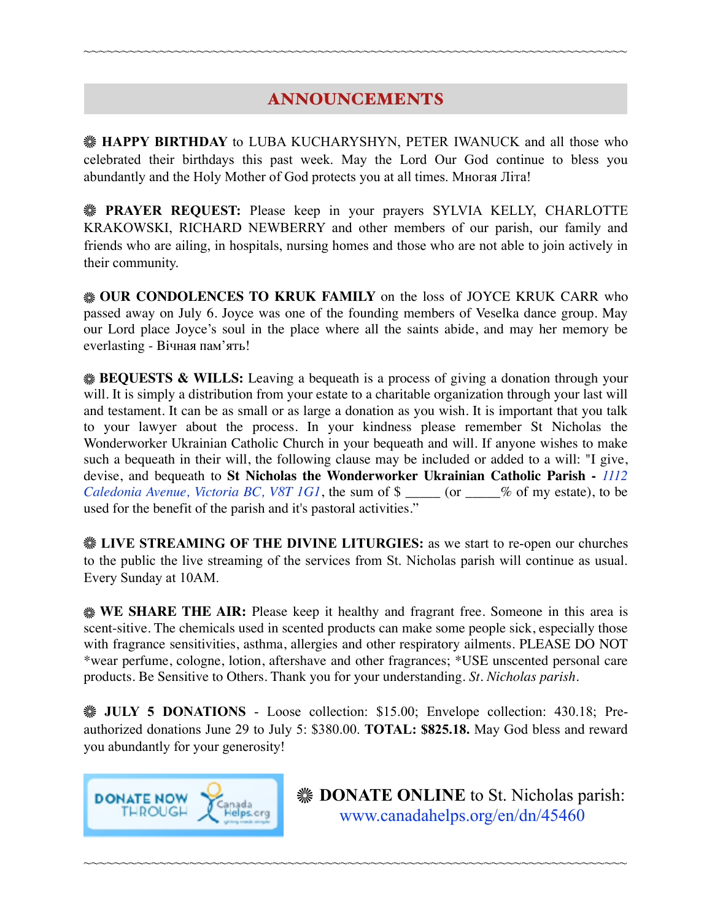~~~~~~~~~~~~~~~~~~~~~~~~~~~~~~~~~~~~~~~~~~~~~~~~~~~~~~~~~~~~~~~~~~~~~~~~~~~~~~~~~~~~

## ANNOUNCEMENTS

❋ **HAPPY BIRTHDAY** to LUBA KUCHARYSHYN, PETER IWANUCK and all those who celebrated their birthdays this past week. May the Lord Our God continue to bless you abundantly and the Holy Mother of God protects you at all times. Многая Літа!

❋ **PRAYER REQUEST:** Please keep in your prayers SYLVIA KELLY, CHARLOTTE KRAKOWSKI, RICHARD NEWBERRY and other members of our parish, our family and friends who are ailing, in hospitals, nursing homes and those who are not able to join actively in their community.

❋ **OUR CONDOLENCES TO KRUK FAMILY** on the loss of JOYCE KRUK CARR who passed away on July 6. Joyce was one of the founding members of Veselka dance group. May our Lord place Joyce's soul in the place where all the saints abide, and may her memory be everlasting - Вічная пам'ять!

❋ **BEQUESTS & WILLS:** Leaving a bequeath is a process of giving a donation through your will. It is simply a distribution from your estate to a charitable organization through your last will and testament. It can be as small or as large a donation as you wish. It is important that you talk to your lawyer about the process. In your kindness please remember St Nicholas the Wonderworker Ukrainian Catholic Church in your bequeath and will. If anyone wishes to make such a bequeath in their will, the following clause may be included or added to a will: "I give, devise, and bequeath to **St Nicholas the Wonderworker Ukrainian Catholic Parish -** *1112 Caledonia Avenue, Victoria BC, V8T 1G1*, the sum of $ _____ (or _____% of my estate), to be used for the benefit of the parish and it's pastoral activities."

❋ **LIVE STREAMING OF THE DIVINE LITURGIES:** as we start to re-open our churches to the public the live streaming of the services from St. Nicholas parish will continue as usual. Every Sunday at 10AM.

❋ **WE SHARE THE AIR:** Please keep it healthy and fragrant free. Someone in this area is scent-sitive. The chemicals used in scented products can make some people sick, especially those with fragrance sensitivities, asthma, allergies and other respiratory ailments. PLEASE DO NOT *wear perfume, cologne, lotion, aftershave and other fragrances; *USE unscented personal care products. Be Sensitive to Others. Thank you for your understanding. *St. Nicholas parish.*

❋ **JULY 5 DONATIONS** - Loose collection: $15.00; Envelope collection: 430.18; Pre-authorized donations June 29 to July 5: $380.00. **TOTAL: $825.18.** May God bless and reward you abundantly for your generosity!

DONATE NOW THROUGH Canada Helps.org

❋ **DONATE ONLINE** to St. Nicholas parish: www.canadahelps.org/en/dn/45460

~~~~~~~~~~~~~~~~~~~~~~~~~~~~~~~~~~~~~~~~~~~~~~~~~~~~~~~~~~~~~~~~~~~~~~~~~~~~~~~~~~~~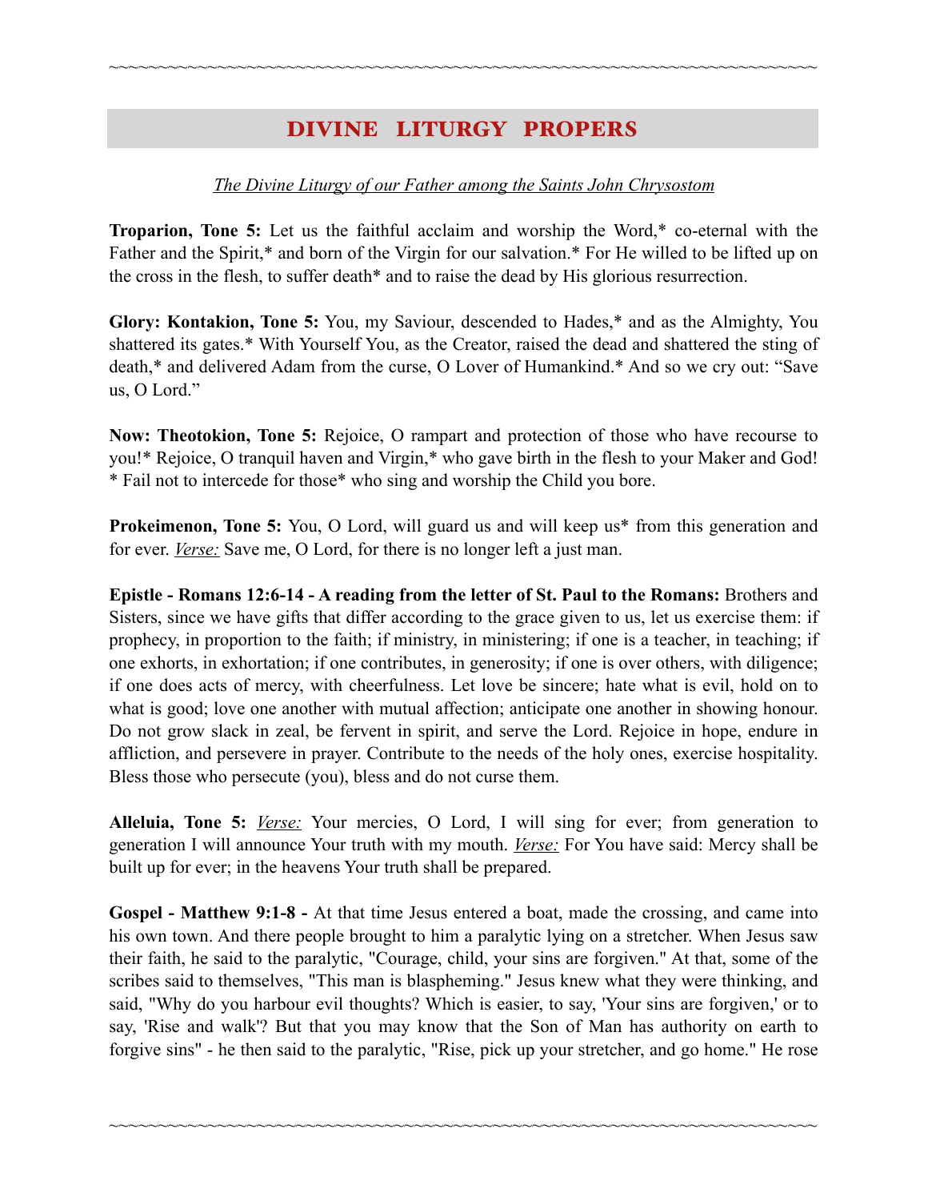## DIVINE LITURGY PROPERS

*The Divine Liturgy of our Father among the Saints John Chrysostom*

**Troparion, Tone 5:** Let us the faithful acclaim and worship the Word,* co-eternal with the Father and the Spirit,* and born of the Virgin for our salvation.* For He willed to be lifted up on the cross in the flesh, to suffer death* and to raise the dead by His glorious resurrection.

**Glory: Kontakion, Tone 5:** You, my Saviour, descended to Hades,* and as the Almighty, You shattered its gates.* With Yourself You, as the Creator, raised the dead and shattered the sting of death,* and delivered Adam from the curse, O Lover of Humankind.* And so we cry out: "Save us, O Lord."

**Now: Theotokion, Tone 5:** Rejoice, O rampart and protection of those who have recourse to you!* Rejoice, O tranquil haven and Virgin,* who gave birth in the flesh to your Maker and God! * Fail not to intercede for those* who sing and worship the Child you bore.

**Prokeimenon, Tone 5:** You, O Lord, will guard us and will keep us* from this generation and for ever. *Verse:* Save me, O Lord, for there is no longer left a just man.

**Epistle - Romans 12:6-14 - A reading from the letter of St. Paul to the Romans:** Brothers and Sisters, since we have gifts that differ according to the grace given to us, let us exercise them: if prophecy, in proportion to the faith; if ministry, in ministering; if one is a teacher, in teaching; if one exhorts, in exhortation; if one contributes, in generosity; if one is over others, with diligence; if one does acts of mercy, with cheerfulness. Let love be sincere; hate what is evil, hold on to what is good; love one another with mutual affection; anticipate one another in showing honour. Do not grow slack in zeal, be fervent in spirit, and serve the Lord. Rejoice in hope, endure in affliction, and persevere in prayer. Contribute to the needs of the holy ones, exercise hospitality. Bless those who persecute (you), bless and do not curse them.

**Alleluia, Tone 5:** *Verse:* Your mercies, O Lord, I will sing for ever; from generation to generation I will announce Your truth with my mouth. *Verse:* For You have said: Mercy shall be built up for ever; in the heavens Your truth shall be prepared.

**Gospel - Matthew 9:1-8 -** At that time Jesus entered a boat, made the crossing, and came into his own town. And there people brought to him a paralytic lying on a stretcher. When Jesus saw their faith, he said to the paralytic, "Courage, child, your sins are forgiven." At that, some of the scribes said to themselves, "This man is blaspheming." Jesus knew what they were thinking, and said, "Why do you harbour evil thoughts? Which is easier, to say, 'Your sins are forgiven,' or to say, 'Rise and walk'? But that you may know that the Son of Man has authority on earth to forgive sins" - he then said to the paralytic, "Rise, pick up your stretcher, and go home." He rose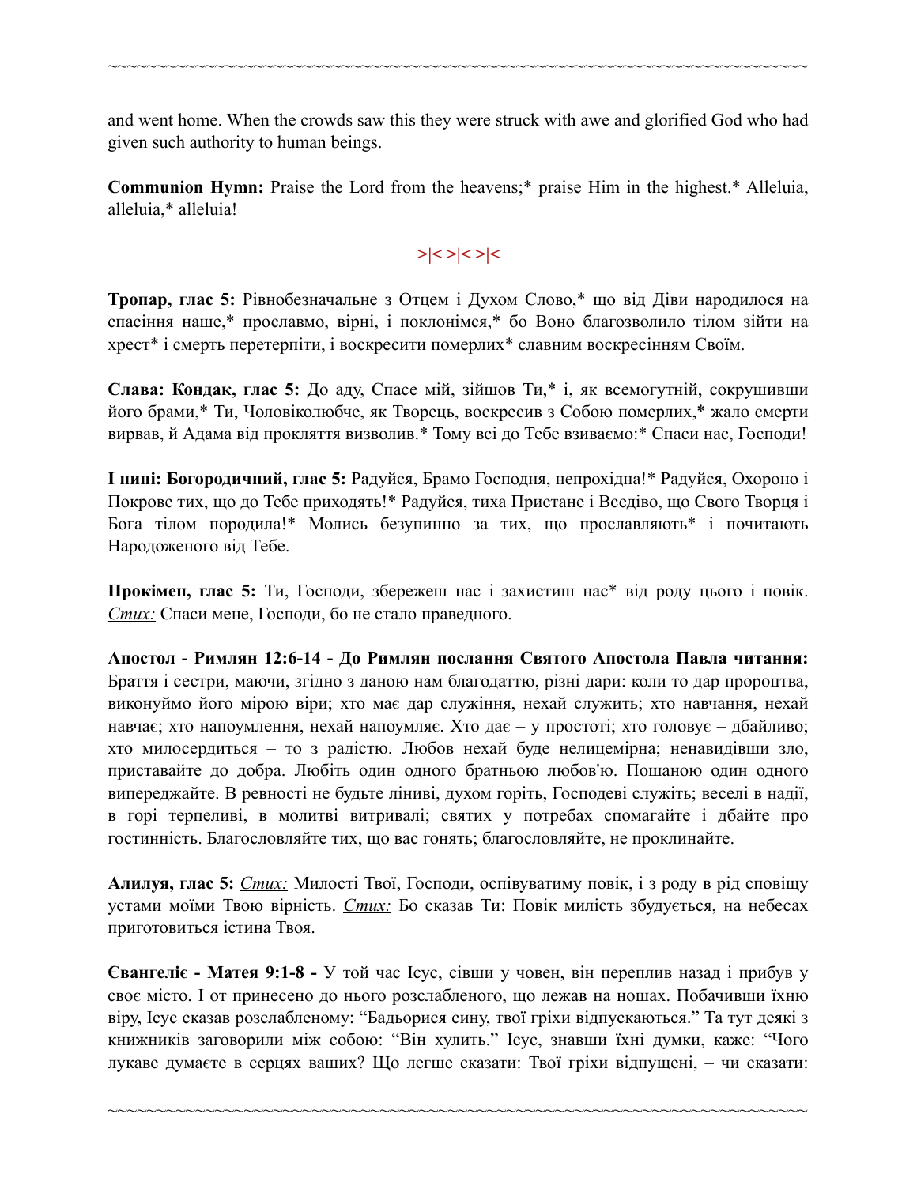and went home. When the crowds saw this they were struck with awe and glorified God who had given such authority to human beings.

**Communion Hymn:** Praise the Lord from the heavens;* praise Him in the highest.* Alleluia, alleluia,* alleluia!

>|< >|< >|<

**Тропар, глас 5:** Рівнобезначальне з Отцем і Духом Слово,* що від Діви народилося на спасіння наше,* прославмо, вірні, і поклонімся,* бо Воно благозволило тілом зійти на хрест* і смерть перетерпіти, і воскресити померлих* славним воскресінням Своїм.

**Слава: Кондак, глас 5:** До аду, Спасе мій, зійшов Ти,* і, як всемогутній, сокрушивши його брами,* Ти, Чоловіколюбче, як Творець, воскресив з Собою померлих,* жало смерти вирвав, й Адама від прокляття визволив.* Тому всі до Тебе взиваємо:* Спаси нас, Господи!

**І нині: Богородичний, глас 5:** Радуйся, Брамо Господня, непрохідна!* Радуйся, Охороно і Покрове тих, що до Тебе приходять!* Радуйся, тиха Пристане і Вседіво, що Свого Творця і Бога тілом породила!* Молись безупинно за тих, що прославляють* і почитають Народоженого від Тебе.

**Прокімен, глас 5:** Ти, Господи, збережеш нас і захистиш нас* від роду цього і повік. *Стих:* Спаси мене, Господи, бо не стало праведного.

**Апостол - Римлян 12:6-14 - До Римлян послання Святого Апостола Павла читання:** Браття і сестри, маючи, згідно з даною нам благодаттю, різні дари: коли то дар пророцтва, виконуймо його мірою віри; хто має дар служіння, нехай служить; хто навчання, нехай навчає; хто напоумлення, нехай напоумляє. Хто дає – у простоті; хто головує – дбайливо; хто милосердиться – то з радістю. Любов нехай буде нелицемірна; ненавидівши зло, приставайте до добра. Любіть один одного братньою любов'ю. Пошаною один одного випереджайте. В ревності не будьте ліниві, духом горіть, Господеві служіть; веселі в надії, в горі терпеливі, в молитві витривалі; святих у потребах спомагайте і дбайте про гостинність. Благословляйте тих, що вас гонять; благословляйте, не проклинайте.

**Алилуя, глас 5:** *Стих:* Милості Твої, Господи, оспівуватиму повік, і з роду в рід сповіщу устами моїми Твою вірність. *Стих:* Бо сказав Ти: Повік милість збудується, на небесах приготовиться істина Твоя.

**Євангеліє - Матея 9:1-8 -** У той час Ісус, сівши у човен, він переплив назад і прибув у своє місто. І от принесено до нього розслабленого, що лежав на ношах. Побачивши їхню віру, Ісус сказав розслабленому: "Бадьорися сину, твої гріхи відпускаються." Та тут деякі з книжників заговорили між собою: "Він хулить." Ісус, знавши їхні думки, каже: "Чого лукаве думаєте в серцях ваших? Що легше сказати: Твої гріхи відпущені, – чи сказати: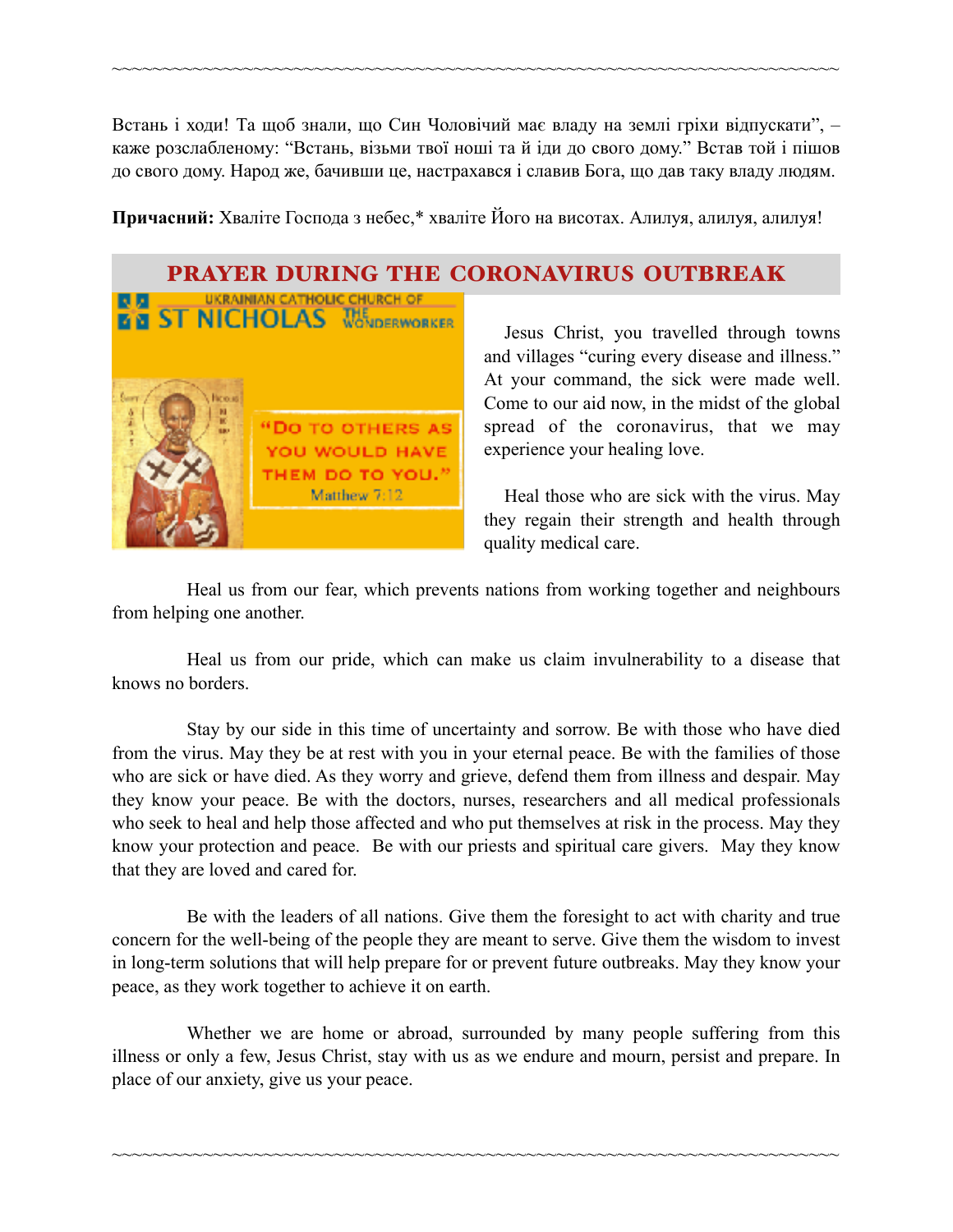Встань і ходи! Та щоб знали, що Син Чоловічий має владу на землі гріхи відпускати", – каже розслабленому: "Встань, візьми твої ноші та й іди до свого дому." Встав той і пішов до свого дому. Народ же, бачивши це, настрахався і славив Бога, що дав таку владу людям.

**Причасний:** Хваліте Господа з небес,* хваліте Його на висотах. Алилуя, алилуя, алилуя!

## PRAYER DURING THE CORONAVIRUS OUTBREAK

Jesus Christ, you travelled through towns and villages "curing every disease and illness." At your command, the sick were made well. Come to our aid now, in the midst of the global spread of the coronavirus, that we may experience your healing love.

Heal those who are sick with the virus. May they regain their strength and health through quality medical care.

Heal us from our fear, which prevents nations from working together and neighbours from helping one another.

Heal us from our pride, which can make us claim invulnerability to a disease that knows no borders.

Stay by our side in this time of uncertainty and sorrow. Be with those who have died from the virus. May they be at rest with you in your eternal peace. Be with the families of those who are sick or have died. As they worry and grieve, defend them from illness and despair. May they know your peace. Be with the doctors, nurses, researchers and all medical professionals who seek to heal and help those affected and who put themselves at risk in the process. May they know your protection and peace. Be with our priests and spiritual care givers. May they know that they are loved and cared for.

Be with the leaders of all nations. Give them the foresight to act with charity and true concern for the well-being of the people they are meant to serve. Give them the wisdom to invest in long-term solutions that will help prepare for or prevent future outbreaks. May they know your peace, as they work together to achieve it on earth.

Whether we are home or abroad, surrounded by many people suffering from this illness or only a few, Jesus Christ, stay with us as we endure and mourn, persist and prepare. In place of our anxiety, give us your peace.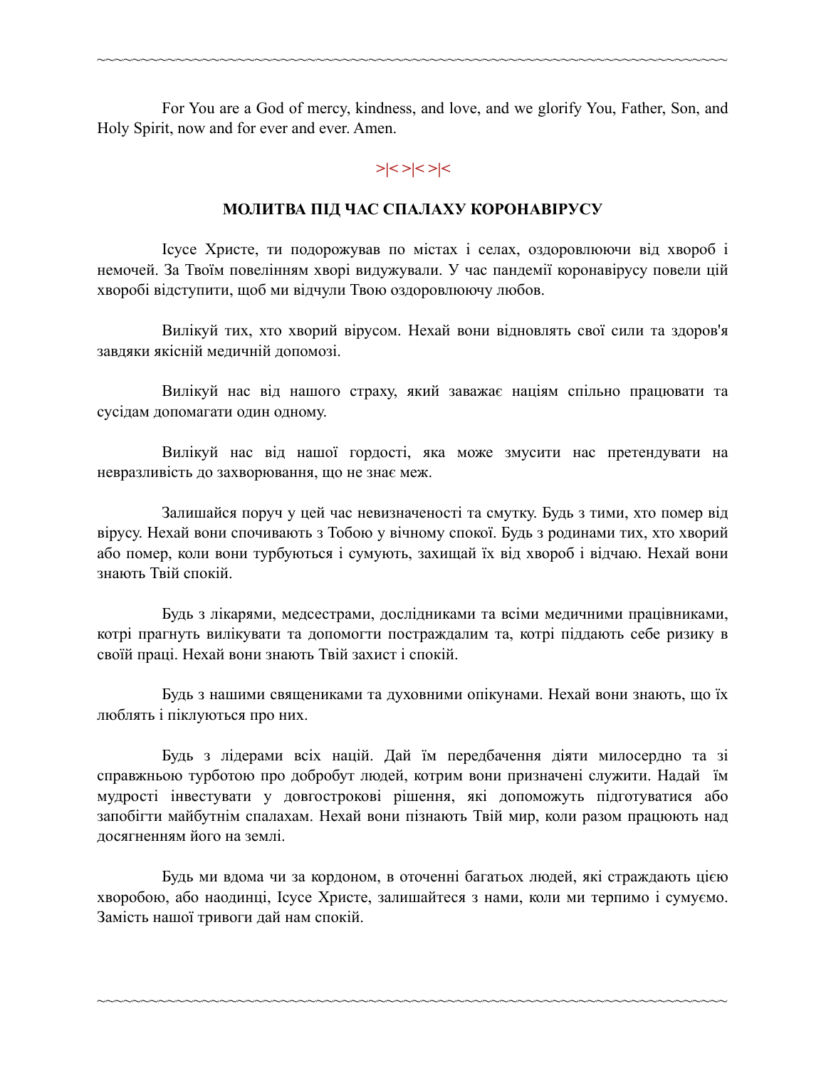For You are a God of mercy, kindness, and love, and we glorify You, Father, Son, and Holy Spirit, now and for ever and ever. Amen.

>|< >|< >|<

## МОЛИТВА ПІД ЧАС СПАЛАХУ КОРОНАВІРУСУ

Ісусе Христе, ти подорожував по містах і селах, оздоровлюючи від хвороб і немочей. За Твоїм повелінням хворі видужували. У час пандемії коронавірусу повели цій хворобі відступити, щоб ми відчули Твою оздоровлюючу любов.

Вилікуй тих, хто хворий вірусом. Нехай вони відновлять свої сили та здоров'я завдяки якісній медичній допомозі.

Вилікуй нас від нашого страху, який заважає націям спільно працювати та сусідам допомагати один одному.

Вилікуй нас від нашої гордості, яка може змусити нас претендувати на невразливість до захворювання, що не знає меж.

Залишайся поруч у цей час невизначеності та смутку. Будь з тими, хто помер від вірусу. Нехай вони спочивають з Тобою у вічному спокої. Будь з родинами тих, хто хворий або помер, коли вони турбуються і сумують, захищай їх від хвороб і відчаю. Нехай вони знають Твій спокій.

Будь з лікарями, медсестрами, дослідниками та всіми медичними працівниками, котрі прагнуть вилікувати та допомогти постраждалим та, котрі піддають себе ризику в своїй праці. Нехай вони знають Твій захист і спокій.

Будь з нашими священиками та духовними опікунами. Нехай вони знають, що їх люблять і піклуються про них.

Будь з лідерами всіх націй. Дай їм передбачення діяти милосердно та зі справжньою турботою про добробут людей, котрим вони призначені служити. Надай їм мудрості інвестувати у довгострокові рішення, які допоможуть підготуватися або запобігти майбутнім спалахам. Нехай вони пізнають Твій мир, коли разом працюють над досягненням його на землі.

Будь ми вдома чи за кордоном, в оточенні багатьох людей, які страждають цією хворобою, або наодинці, Ісусе Христе, залишайтеся з нами, коли ми терпимо і сумуємо. Замість нашої тривоги дай нам спокій.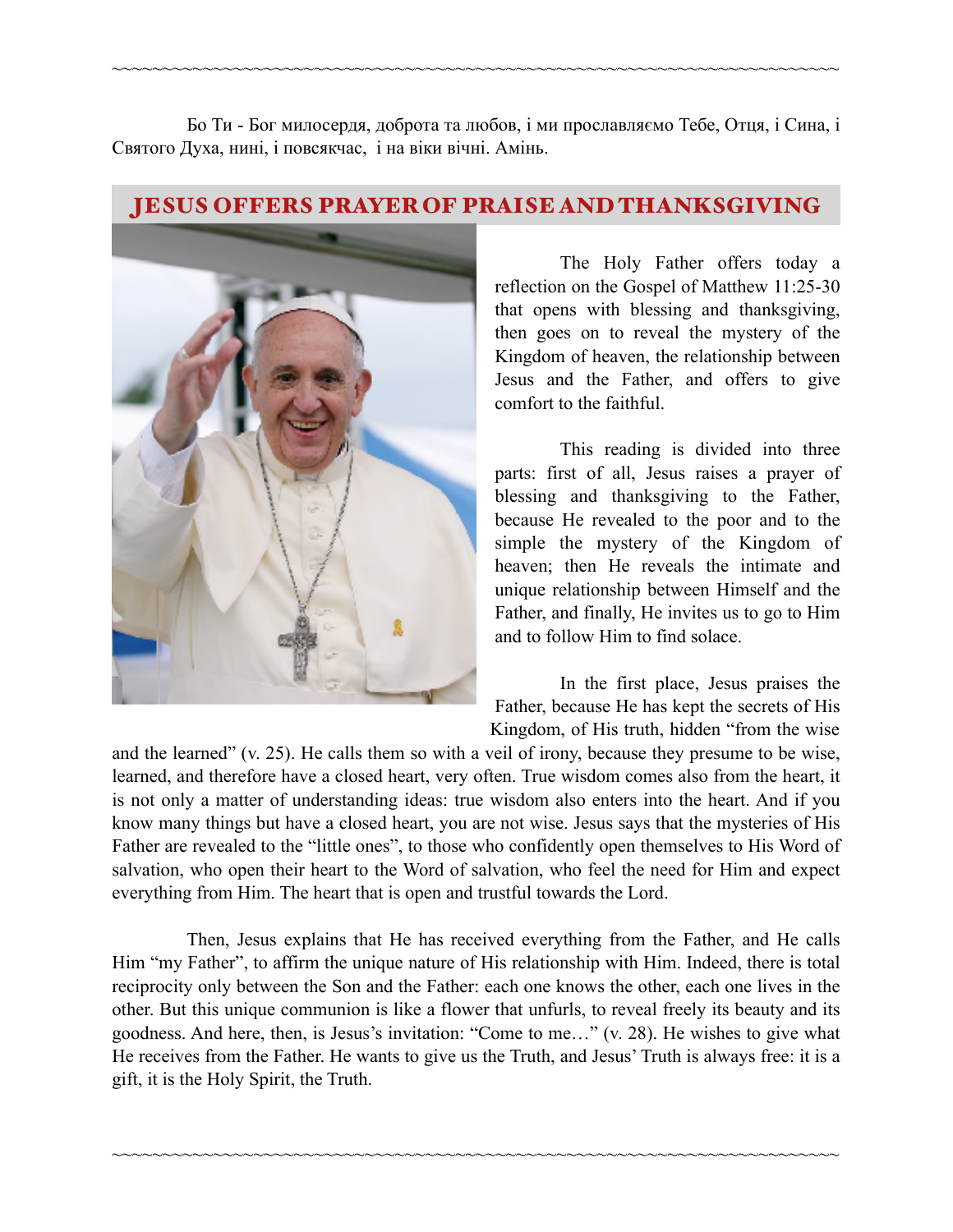Бо Ти - Бог милосердя, доброта та любов, і ми прославляємо Тебе, Отця, і Сина, і Святого Духа, нині, і повсякчас, і на віки вічні. Амінь.

## JESUS OFFERS PRAYER OF PRAISE AND THANKSGIVING

The Holy Father offers today a reflection on the Gospel of Matthew 11:25-30 that opens with blessing and thanksgiving, then goes on to reveal the mystery of the Kingdom of heaven, the relationship between Jesus and the Father, and offers to give comfort to the faithful.

This reading is divided into three parts: first of all, Jesus raises a prayer of blessing and thanksgiving to the Father, because He revealed to the poor and to the simple the mystery of the Kingdom of heaven; then He reveals the intimate and unique relationship between Himself and the Father, and finally, He invites us to go to Him and to follow Him to find solace.

In the first place, Jesus praises the Father, because He has kept the secrets of His Kingdom, of His truth, hidden "from the wise and the learned" (v. 25). He calls them so with a veil of irony, because they presume to be wise, learned, and therefore have a closed heart, very often. True wisdom comes also from the heart, it is not only a matter of understanding ideas: true wisdom also enters into the heart. And if you know many things but have a closed heart, you are not wise. Jesus says that the mysteries of His Father are revealed to the "little ones", to those who confidently open themselves to His Word of salvation, who open their heart to the Word of salvation, who feel the need for Him and expect everything from Him. The heart that is open and trustful towards the Lord.

Then, Jesus explains that He has received everything from the Father, and He calls Him "my Father", to affirm the unique nature of His relationship with Him. Indeed, there is total reciprocity only between the Son and the Father: each one knows the other, each one lives in the other. But this unique communion is like a flower that unfurls, to reveal freely its beauty and its goodness. And here, then, is Jesus's invitation: "Come to me…" (v. 28). He wishes to give what He receives from the Father. He wants to give us the Truth, and Jesus' Truth is always free: it is a gift, it is the Holy Spirit, the Truth.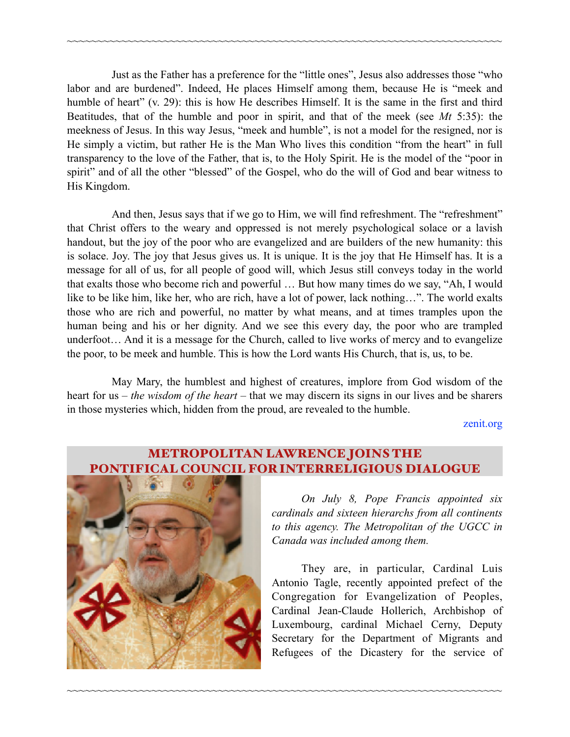Just as the Father has a preference for the "little ones", Jesus also addresses those "who labor and are burdened". Indeed, He places Himself among them, because He is "meek and humble of heart" (v. 29): this is how He describes Himself. It is the same in the first and third Beatitudes, that of the humble and poor in spirit, and that of the meek (see *Mt* 5:35): the meekness of Jesus. In this way Jesus, "meek and humble", is not a model for the resigned, nor is He simply a victim, but rather He is the Man Who lives this condition "from the heart" in full transparency to the love of the Father, that is, to the Holy Spirit. He is the model of the "poor in spirit" and of all the other "blessed" of the Gospel, who do the will of God and bear witness to His Kingdom.

And then, Jesus says that if we go to Him, we will find refreshment. The "refreshment" that Christ offers to the weary and oppressed is not merely psychological solace or a lavish handout, but the joy of the poor who are evangelized and are builders of the new humanity: this is solace. Joy. The joy that Jesus gives us. It is unique. It is the joy that He Himself has. It is a message for all of us, for all people of good will, which Jesus still conveys today in the world that exalts those who become rich and powerful … But how many times do we say, "Ah, I would like to be like him, like her, who are rich, have a lot of power, lack nothing…". The world exalts those who are rich and powerful, no matter by what means, and at times tramples upon the human being and his or her dignity. And we see this every day, the poor who are trampled underfoot… And it is a message for the Church, called to live works of mercy and to evangelize the poor, to be meek and humble. This is how the Lord wants His Church, that is, us, to be.

May Mary, the humblest and highest of creatures, implore from God wisdom of the heart for us – *the wisdom of the heart* – that we may discern its signs in our lives and be sharers in those mysteries which, hidden from the proud, are revealed to the humble.

zenit.org

## METROPOLITAN LAWRENCE JOINS THE PONTIFICAL COUNCIL FOR INTERRELIGIOUS DIALOGUE

*On July 8, Pope Francis appointed six cardinals and sixteen hierarchs from all continents to this agency. The Metropolitan of the UGCC in Canada was included among them.*

They are, in particular, Cardinal Luis Antonio Tagle, recently appointed prefect of the Congregation for Evangelization of Peoples, Cardinal Jean-Claude Hollerich, Archbishop of Luxembourg, cardinal Michael Cerny, Deputy Secretary for the Department of Migrants and Refugees of the Dicastery for the service of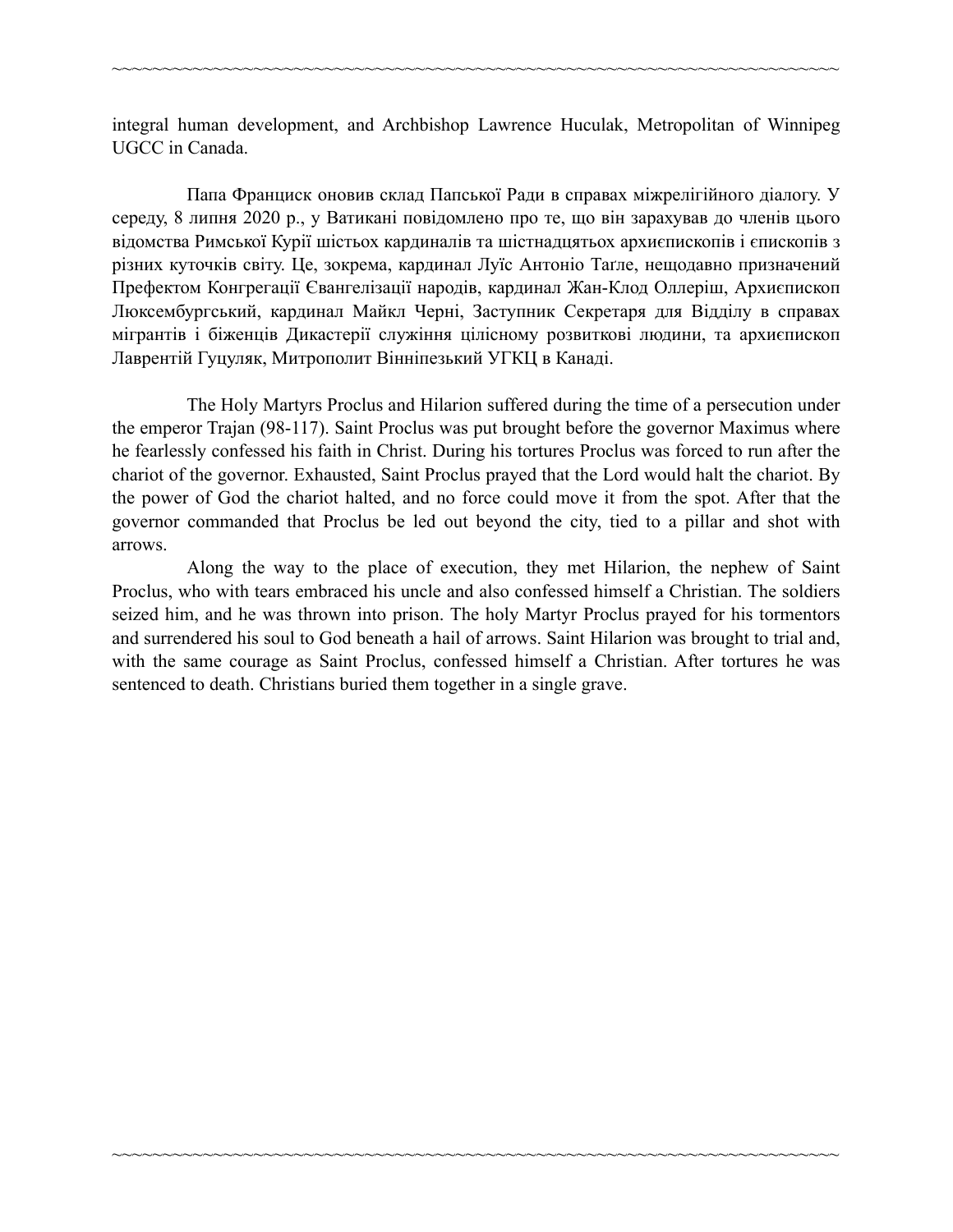integral human development, and Archbishop Lawrence Huculak, Metropolitan of Winnipeg UGCC in Canada.

Папа Франциск оновив склад Папської Ради в справах міжрелігійного діалогу. У середу, 8 липня 2020 р., у Ватикані повідомлено про те, що він зарахував до членів цього відомства Римської Курії шістьох кардиналів та шістнадцятьох архиєпископів і єпископів з різних куточків світу. Це, зокрема, кардинал Луїс Антоніо Таґле, нещодавно призначений Префектом Конгрегації Євангелізації народів, кардинал Жан-Клод Оллеріш, Архиєпископ Люксембурґський, кардинал Майкл Черні, Заступник Секретаря для Відділу в справах мігрантів і біженців Дикастерії служіння цілісному розвиткові людини, та архиєпископ Лаврентій Гуцуляк, Митрополит Вінніпезький УГКЦ в Канаді.

The Holy Martyrs Proclus and Hilarion suffered during the time of a persecution under the emperor Trajan (98-117). Saint Proclus was put brought before the governor Maximus where he fearlessly confessed his faith in Christ. During his tortures Proclus was forced to run after the chariot of the governor. Exhausted, Saint Proclus prayed that the Lord would halt the chariot. By the power of God the chariot halted, and no force could move it from the spot. After that the governor commanded that Proclus be led out beyond the city, tied to a pillar and shot with arrows.

Along the way to the place of execution, they met Hilarion, the nephew of Saint Proclus, who with tears embraced his uncle and also confessed himself a Christian. The soldiers seized him, and he was thrown into prison. The holy Martyr Proclus prayed for his tormentors and surrendered his soul to God beneath a hail of arrows. Saint Hilarion was brought to trial and, with the same courage as Saint Proclus, confessed himself a Christian. After tortures he was sentenced to death. Christians buried them together in a single grave.